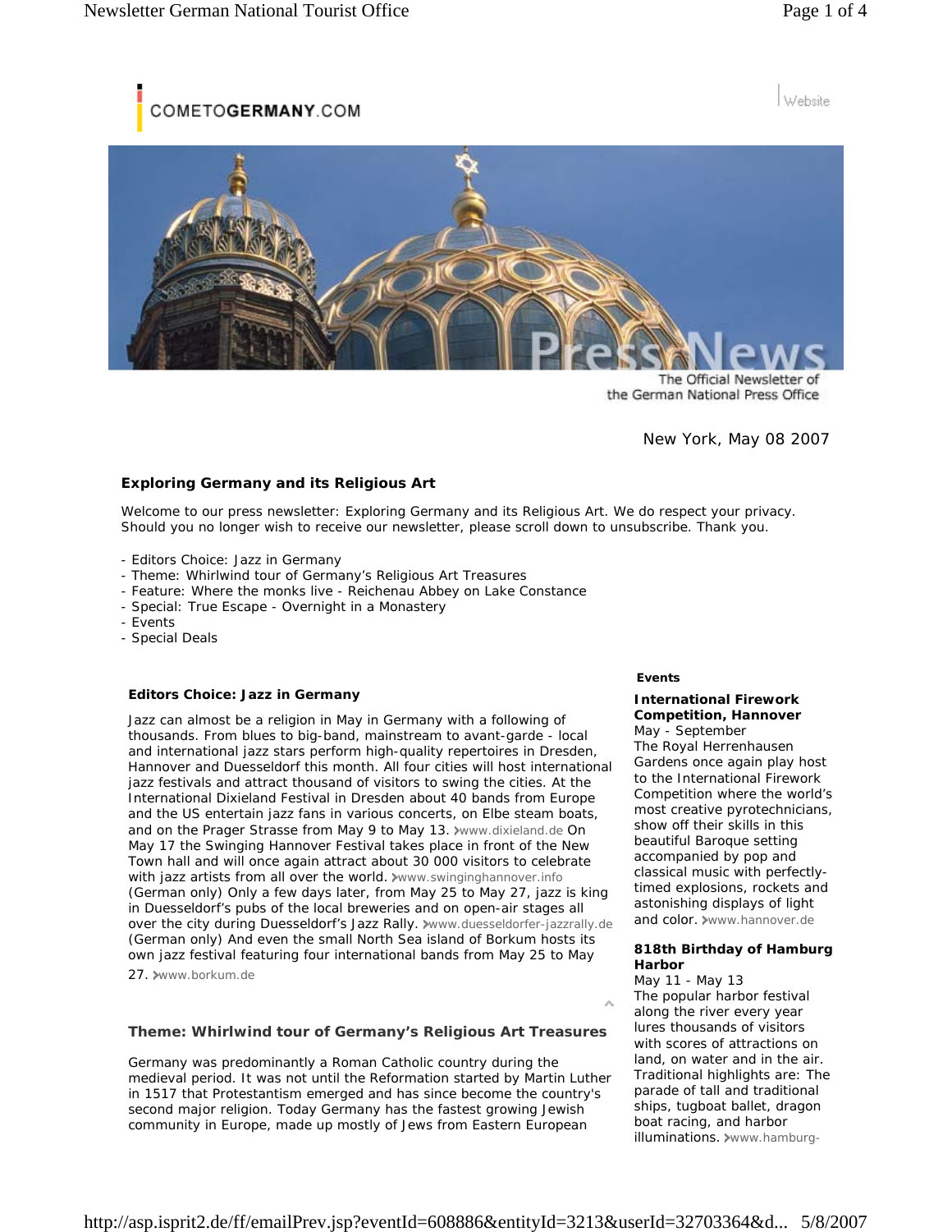COMETOGERMANY.COM

Website

The Official Newsletter of the German National Press Office

New York, May 08 2007

## Exploring Germany and its Religious Art

Welcome to our press newsletter: Exploring Germany and its Religious Art. We do respect your privacy. Should you no longer wish to receive our newsletter, please scroll down to unsubscribe. Thank you.

- Editors Choice: Jazz in Germany
- Theme: Whirlwind tour of Germany's Religious Art Treasures
- Feature: Where the monks live - Reichenau Abbey on Lake Constance
- Special: True Escape - Overnight in a Monastery
- Events
- Special Deals

### Editors Choice: Jazz in Germany

Jazz can almost be a religion in May in Germany with a following of thousands. From blues to big-band, mainstream to avant-garde - local and international jazz stars perform high-quality repertoires in Dresden, Hannover and Duesseldorf this month. All four cities will host international jazz festivals and attract thousand of visitors to swing the cities. At the International Dixieland Festival in Dresden about 40 bands from Europe and the US entertain jazz fans in various concerts, on Elbe steam boats, and on the Prager Strasse from May 9 to May 13. www.dixieland.de On May 17 the Swinging Hannover Festival takes place in front of the New Town hall and will once again attract about 30 000 visitors to celebrate with jazz artists from all over the world. www.swinginghannover.info (German only) Only a few days later, from May 25 to May 27, jazz is king in Duesseldorf's pubs of the local breweries and on open-air stages all over the city during Duesseldorf's Jazz Rally. www.duesseldorfer-jazzrally.de (German only) And even the small North Sea island of Borkum hosts its own jazz festival featuring four international bands from May 25 to May 27. www.borkum.de

### Theme: Whirlwind tour of Germany's Religious Art Treasures

Germany was predominantly a Roman Catholic country during the medieval period. It was not until the Reformation started by Martin Luther in 1517 that Protestantism emerged and has since become the country's second major religion. Today Germany has the fastest growing Jewish community in Europe, made up mostly of Jews from Eastern European

### Events

**International Firework Competition, Hannover**
May - September
The Royal Herrenhausen Gardens once again play host to the International Firework Competition where the world's most creative pyrotechnicians, show off their skills in this beautiful Baroque setting accompanied by pop and classical music with perfectly-timed explosions, rockets and astonishing displays of light and color. www.hannover.de

**818th Birthday of Hamburg Harbor**
May 11 - May 13
The popular harbor festival along the river every year lures thousands of visitors with scores of attractions on land, on water and in the air. Traditional highlights are: The parade of tall and traditional ships, tugboat ballet, dragon boat racing, and harbor illuminations. www.hamburg-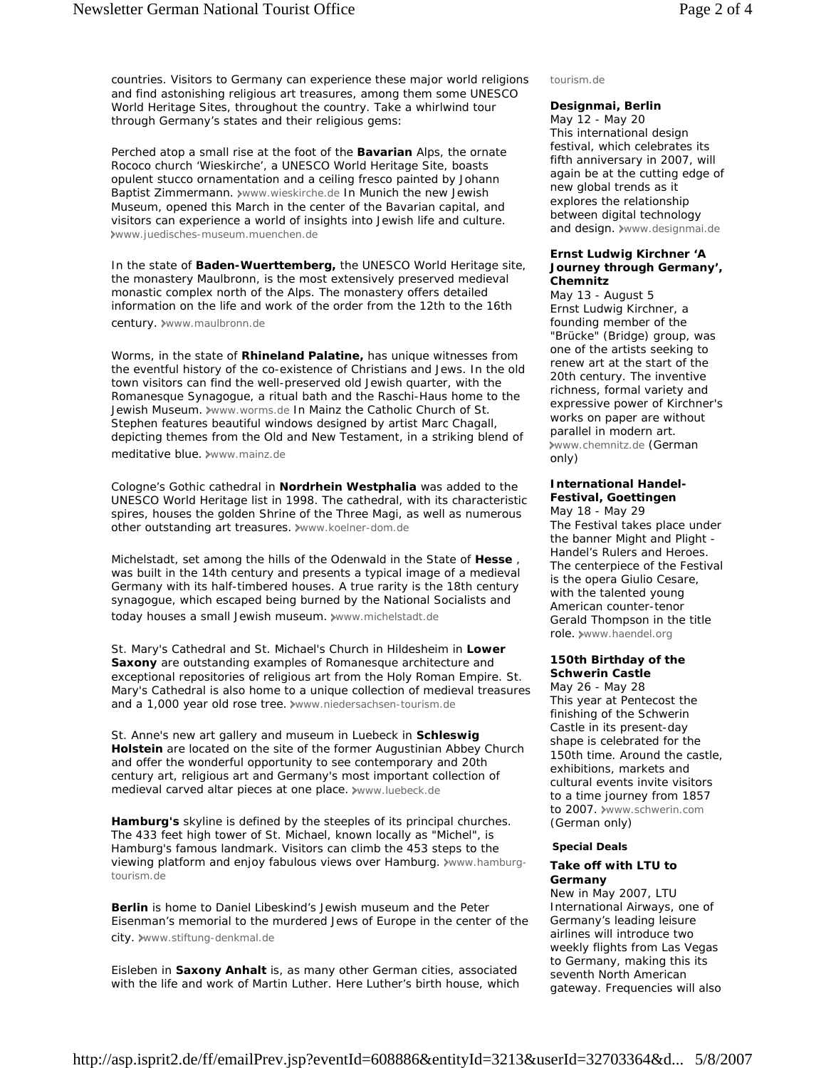countries. Visitors to Germany can experience these major world religions and find astonishing religious art treasures, among them some UNESCO World Heritage Sites, throughout the country. Take a whirlwind tour through Germany's states and their religious gems:

Perched atop a small rise at the foot of the **Bavarian** Alps, the ornate Rococo church 'Wieskirche', a UNESCO World Heritage Site, boasts opulent stucco ornamentation and a ceiling fresco painted by Johann Baptist Zimmermann. ›www.wieskirche.de In Munich the new Jewish Museum, opened this March in the center of the Bavarian capital, and visitors can experience a world of insights into Jewish life and culture. ›www.juedisches-museum.muenchen.de

In the state of **Baden-Wuerttemberg,** the UNESCO World Heritage site, the monastery Maulbronn, is the most extensively preserved medieval monastic complex north of the Alps. The monastery offers detailed information on the life and work of the order from the 12th to the 16th century. ›www.maulbronn.de

Worms, in the state of **Rhineland Palatine,** has unique witnesses from the eventful history of the co-existence of Christians and Jews. In the old town visitors can find the well-preserved old Jewish quarter, with the Romanesque Synagogue, a ritual bath and the Raschi-Haus home to the Jewish Museum. ›www.worms.de In Mainz the Catholic Church of St. Stephen features beautiful windows designed by artist Marc Chagall, depicting themes from the Old and New Testament, in a striking blend of meditative blue. ›www.mainz.de

Cologne's Gothic cathedral in **Nordrhein Westphalia** was added to the UNESCO World Heritage list in 1998. The cathedral, with its characteristic spires, houses the golden Shrine of the Three Magi, as well as numerous other outstanding art treasures. ›www.koelner-dom.de

Michelstadt, set among the hills of the Odenwald in the State of **Hesse** , was built in the 14th century and presents a typical image of a medieval Germany with its half-timbered houses. A true rarity is the 18th century synagogue, which escaped being burned by the National Socialists and today houses a small Jewish museum. ›www.michelstadt.de

St. Mary's Cathedral and St. Michael's Church in Hildesheim in **Lower Saxony** are outstanding examples of Romanesque architecture and exceptional repositories of religious art from the Holy Roman Empire. St. Mary's Cathedral is also home to a unique collection of medieval treasures and a 1,000 year old rose tree. ›www.niedersachsen-tourism.de

St. Anne's new art gallery and museum in Luebeck in **Schleswig Holstein** are located on the site of the former Augustinian Abbey Church and offer the wonderful opportunity to see contemporary and 20th century art, religious art and Germany's most important collection of medieval carved altar pieces at one place. ›www.luebeck.de

**Hamburg's** skyline is defined by the steeples of its principal churches. The 433 feet high tower of St. Michael, known locally as "Michel", is Hamburg's famous landmark. Visitors can climb the 453 steps to the viewing platform and enjoy fabulous views over Hamburg. ›www.hamburg-tourism.de

**Berlin** is home to Daniel Libeskind's Jewish museum and the Peter Eisenman's memorial to the murdered Jews of Europe in the center of the city. ›www.stiftung-denkmal.de

Eisleben in **Saxony Anhalt** is, as many other German cities, associated with the life and work of Martin Luther. Here Luther's birth house, which

tourism.de

**Designmai, Berlin**
May 12 - May 20
This international design festival, which celebrates its fifth anniversary in 2007, will again be at the cutting edge of new global trends as it explores the relationship between digital technology and design. ›www.designmai.de

**Ernst Ludwig Kirchner 'A Journey through Germany', Chemnitz**
May 13 - August 5
Ernst Ludwig Kirchner, a founding member of the "Brücke" (Bridge) group, was one of the artists seeking to renew art at the start of the 20th century. The inventive richness, formal variety and expressive power of Kirchner's works on paper are without parallel in modern art. ›www.chemnitz.de (German only)

**International Handel-Festival, Goettingen**
May 18 - May 29
The Festival takes place under the banner Might and Plight - Handel's Rulers and Heroes. The centerpiece of the Festival is the opera Giulio Cesare, with the talented young American counter-tenor Gerald Thompson in the title role. ›www.haendel.org

**150th Birthday of the Schwerin Castle**
May 26 - May 28
This year at Pentecost the finishing of the Schwerin Castle in its present-day shape is celebrated for the 150th time. Around the castle, exhibitions, markets and cultural events invite visitors to a time journey from 1857 to 2007. ›www.schwerin.com (German only)

**Special Deals**

**Take off with LTU to Germany**
New in May 2007, LTU International Airways, one of Germany's leading leisure airlines will introduce two weekly flights from Las Vegas to Germany, making this its seventh North American gateway. Frequencies will also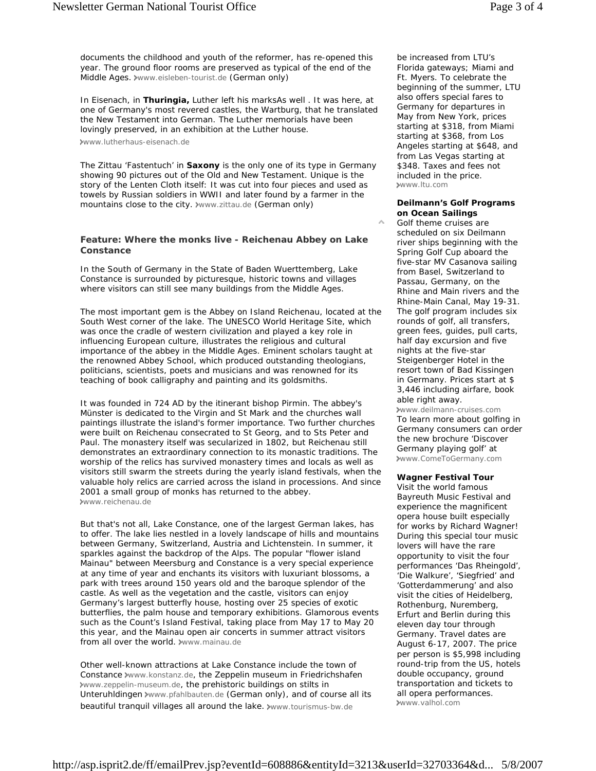documents the childhood and youth of the reformer, has re-opened this year. The ground floor rooms are preserved as typical of the end of the Middle Ages. ›www.eisleben-tourist.de (German only)

In Eisenach, in **Thuringia,** Luther left his marksAs well . It was here, at one of Germany's most revered castles, the Wartburg, that he translated the New Testament into German. The Luther memorials have been lovingly preserved, in an exhibition at the Luther house.

›www.lutherhaus-eisenach.de

The Zittau 'Fastentuch' in **Saxony** is the only one of its type in Germany showing 90 pictures out of the Old and New Testament. Unique is the story of the Lenten Cloth itself: It was cut into four pieces and used as towels by Russian soldiers in WWII and later found by a farmer in the mountains close to the city. ›www.zittau.de (German only)

### Feature: Where the monks live - Reichenau Abbey on Lake Constance

In the South of Germany in the State of Baden Wuerttemberg, Lake Constance is surrounded by picturesque, historic towns and villages where visitors can still see many buildings from the Middle Ages.

The most important gem is the Abbey on Island Reichenau, located at the South West corner of the lake. The UNESCO World Heritage Site, which was once the cradle of western civilization and played a key role in influencing European culture, illustrates the religious and cultural importance of the abbey in the Middle Ages. Eminent scholars taught at the renowned Abbey School, which produced outstanding theologians, politicians, scientists, poets and musicians and was renowned for its teaching of book calligraphy and painting and its goldsmiths.

It was founded in 724 AD by the itinerant bishop Pirmin. The abbey's Münster is dedicated to the Virgin and St Mark and the churches wall paintings illustrate the island's former importance. Two further churches were built on Reichenau consecrated to St Georg, and to Sts Peter and Paul. The monastery itself was secularized in 1802, but Reichenau still demonstrates an extraordinary connection to its monastic traditions. The worship of the relics has survived monastery times and locals as well as visitors still swarm the streets during the yearly island festivals, when the valuable holy relics are carried across the island in processions. And since 2001 a small group of monks has returned to the abbey.
›www.reichenau.de

But that's not all, Lake Constance, one of the largest German lakes, has to offer. The lake lies nestled in a lovely landscape of hills and mountains between Germany, Switzerland, Austria and Lichtenstein. In summer, it sparkles against the backdrop of the Alps. The popular "flower island Mainau" between Meersburg and Constance is a very special experience at any time of year and enchants its visitors with luxuriant blossoms, a park with trees around 150 years old and the baroque splendor of the castle. As well as the vegetation and the castle, visitors can enjoy Germany's largest butterfly house, hosting over 25 species of exotic butterflies, the palm house and temporary exhibitions. Glamorous events such as the Count's Island Festival, taking place from May 17 to May 20 this year, and the Mainau open air concerts in summer attract visitors from all over the world. ›www.mainau.de

Other well-known attractions at Lake Constance include the town of Constance ›www.konstanz.de, the Zeppelin museum in Friedrichshafen ›www.zeppelin-museum.de, the prehistoric buildings on stilts in Unteruhldingen ›www.pfahlbauten.de (German only), and of course all its beautiful tranquil villages all around the lake. ›www.tourismus-bw.de

be increased from LTU's Florida gateways; Miami and Ft. Myers. To celebrate the beginning of the summer, LTU also offers special fares to Germany for departures in May from New York, prices starting at $318, from Miami starting at $368, from Los Angeles starting at $648, and from Las Vegas starting at $348. Taxes and fees not included in the price.
›www.ltu.com

**Deilmann's Golf Programs on Ocean Sailings**

Golf theme cruises are scheduled on six Deilmann river ships beginning with the Spring Golf Cup aboard the five-star MV Casanova sailing from Basel, Switzerland to Passau, Germany, on the Rhine and Main rivers and the Rhine-Main Canal, May 19-31. The golf program includes six rounds of golf, all transfers, green fees, guides, pull carts, half day excursion and five nights at the five-star Steigenberger Hotel in the resort town of Bad Kissingen in Germany. Prices start at $ 3,446 including airfare, book able right away.
›www.deilmann-cruises.com
To learn more about golfing in Germany consumers can order the new brochure 'Discover Germany playing golf' at
›www.ComeToGermany.com

**Wagner Festival Tour**

Visit the world famous Bayreuth Music Festival and experience the magnificent opera house built especially for works by Richard Wagner! During this special tour music lovers will have the rare opportunity to visit the four performances 'Das Rheingold', 'Die Walkure', 'Siegfried' and 'Gotterdammerung' and also visit the cities of Heidelberg, Rothenburg, Nuremberg, Erfurt and Berlin during this eleven day tour through Germany. Travel dates are August 6-17, 2007. The price per person is $5,998 including round-trip from the US, hotels double occupancy, ground transportation and tickets to all opera performances.
›www.valhol.com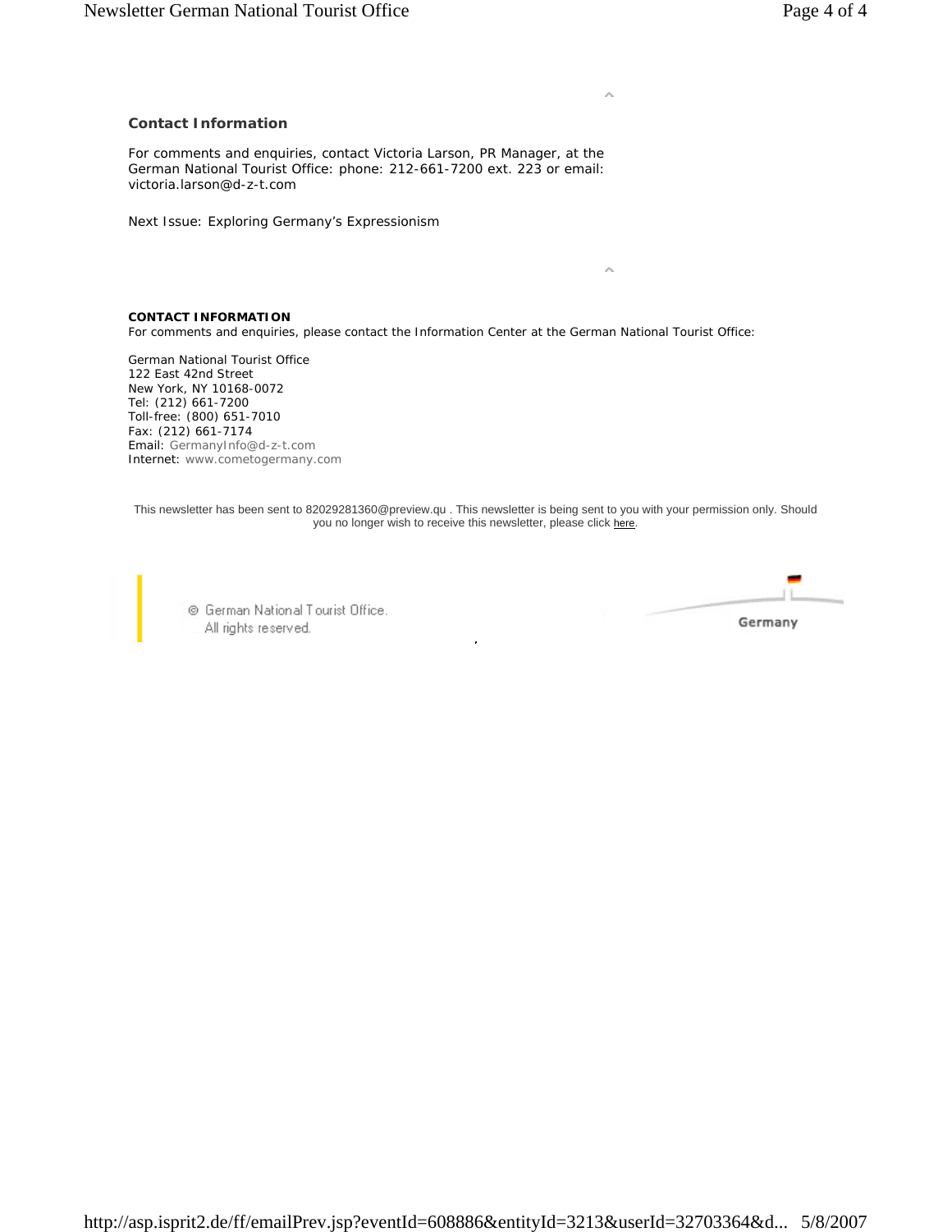## Contact Information

For comments and enquiries, contact Victoria Larson, PR Manager, at the German National Tourist Office: phone: 212-661-7200 ext. 223 or email: victoria.larson@d-z-t.com

Next Issue: Exploring Germany's Expressionism

**CONTACT INFORMATION**

For comments and enquiries, please contact the Information Center at the German National Tourist Office:

German National Tourist Office
122 East 42nd Street
New York, NY 10168-0072
Tel: (212) 661-7200
Toll-free: (800) 651-7010
Fax: (212) 661-7174
Email: GermanyInfo@d-z-t.com
Internet: www.cometogermany.com

This newsletter has been sent to 82029281360@preview.qu . This newsletter is being sent to you with your permission only. Should you no longer wish to receive this newsletter, please click here.

© German National Tourist Office.
All rights reserved.

Germany